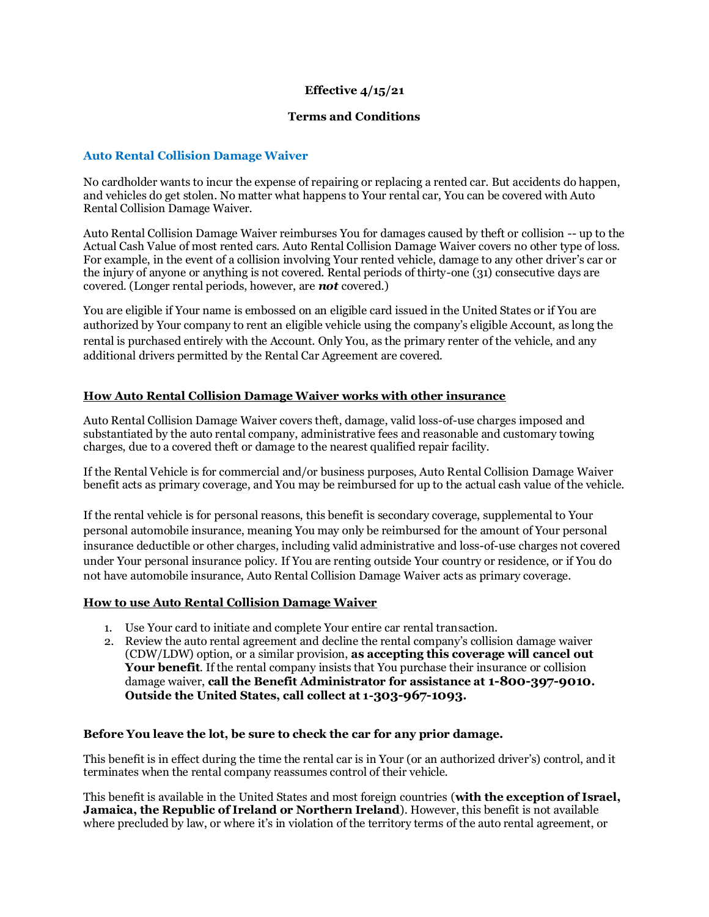**Effective 4/15/21**

**Terms and Conditions**

## Auto Rental Collision Damage Waiver

No cardholder wants to incur the expense of repairing or replacing a rented car. But accidents do happen, and vehicles do get stolen. No matter what happens to Your rental car, You can be covered with Auto Rental Collision Damage Waiver.

Auto Rental Collision Damage Waiver reimburses You for damages caused by theft or collision -- up to the Actual Cash Value of most rented cars. Auto Rental Collision Damage Waiver covers no other type of loss. For example, in the event of a collision involving Your rented vehicle, damage to any other driver's car or the injury of anyone or anything is not covered. Rental periods of thirty-one (31) consecutive days are covered. (Longer rental periods, however, are ***not*** covered.)

You are eligible if Your name is embossed on an eligible card issued in the United States or if You are authorized by Your company to rent an eligible vehicle using the company's eligible Account, as long the rental is purchased entirely with the Account. Only You, as the primary renter of the vehicle, and any additional drivers permitted by the Rental Car Agreement are covered.

### How Auto Rental Collision Damage Waiver works with other insurance

Auto Rental Collision Damage Waiver covers theft, damage, valid loss-of-use charges imposed and substantiated by the auto rental company, administrative fees and reasonable and customary towing charges, due to a covered theft or damage to the nearest qualified repair facility.

If the Rental Vehicle is for commercial and/or business purposes, Auto Rental Collision Damage Waiver benefit acts as primary coverage, and You may be reimbursed for up to the actual cash value of the vehicle.

If the rental vehicle is for personal reasons, this benefit is secondary coverage, supplemental to Your personal automobile insurance, meaning You may only be reimbursed for the amount of Your personal insurance deductible or other charges, including valid administrative and loss-of-use charges not covered under Your personal insurance policy. If You are renting outside Your country or residence, or if You do not have automobile insurance, Auto Rental Collision Damage Waiver acts as primary coverage.

### How to use Auto Rental Collision Damage Waiver

1. Use Your card to initiate and complete Your entire car rental transaction.
2. Review the auto rental agreement and decline the rental company's collision damage waiver (CDW/LDW) option, or a similar provision, **as accepting this coverage will cancel out Your benefit**. If the rental company insists that You purchase their insurance or collision damage waiver, **call the Benefit Administrator for assistance at 1-800-397-9010. Outside the United States, call collect at 1-303-967-1093.**

**Before You leave the lot, be sure to check the car for any prior damage.**

This benefit is in effect during the time the rental car is in Your (or an authorized driver's) control, and it terminates when the rental company reassumes control of their vehicle.

This benefit is available in the United States and most foreign countries (**with the exception of Israel, Jamaica, the Republic of Ireland or Northern Ireland**). However, this benefit is not available where precluded by law, or where it's in violation of the territory terms of the auto rental agreement, or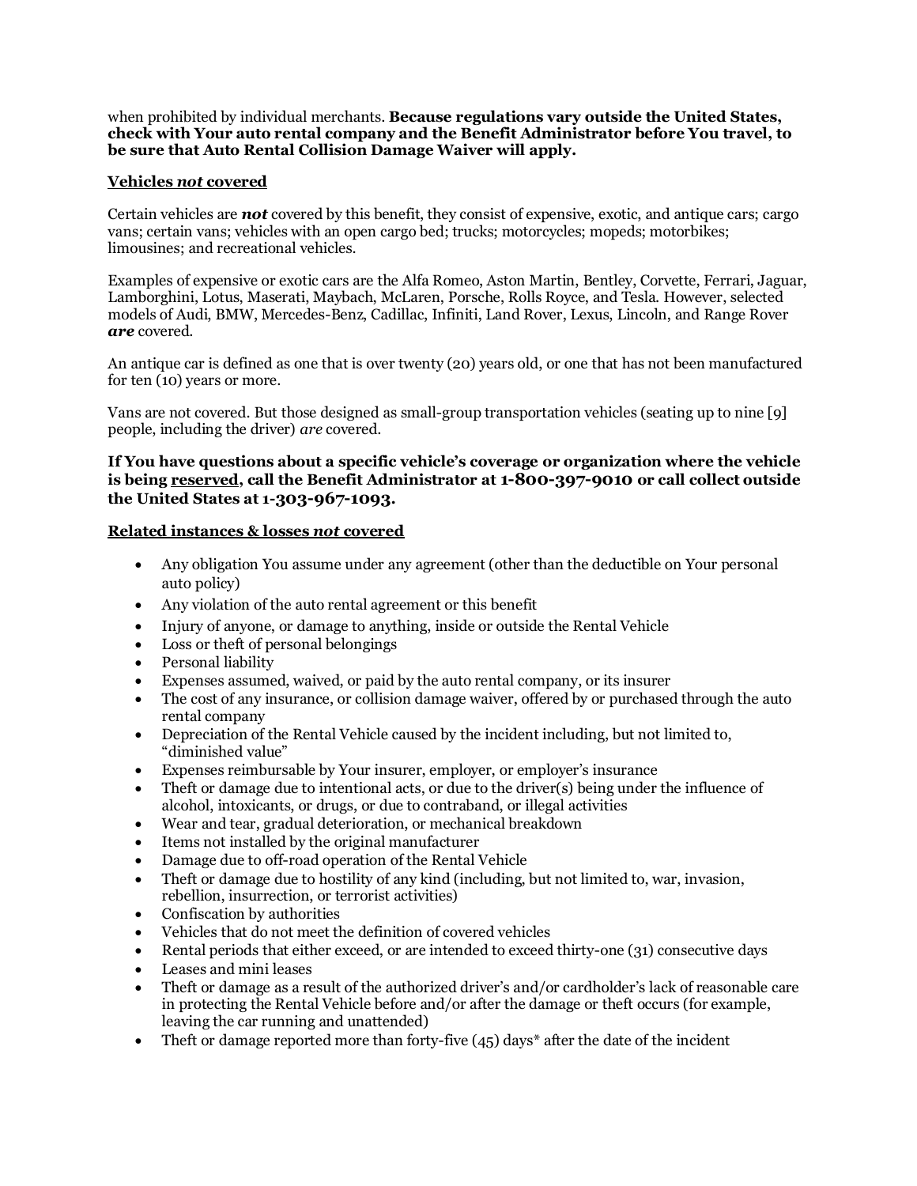when prohibited by individual merchants. **Because regulations vary outside the United States, check with Your auto rental company and the Benefit Administrator before You travel, to be sure that Auto Rental Collision Damage Waiver will apply.**

### Vehicles *not* covered

Certain vehicles are ***not*** covered by this benefit, they consist of expensive, exotic, and antique cars; cargo vans; certain vans; vehicles with an open cargo bed; trucks; motorcycles; mopeds; motorbikes; limousines; and recreational vehicles.

Examples of expensive or exotic cars are the Alfa Romeo, Aston Martin, Bentley, Corvette, Ferrari, Jaguar, Lamborghini, Lotus, Maserati, Maybach, McLaren, Porsche, Rolls Royce, and Tesla. However, selected models of Audi, BMW, Mercedes-Benz, Cadillac, Infiniti, Land Rover, Lexus, Lincoln, and Range Rover ***are*** covered.

An antique car is defined as one that is over twenty (20) years old, or one that has not been manufactured for ten (10) years or more.

Vans are not covered. But those designed as small-group transportation vehicles (seating up to nine [9] people, including the driver) *are* covered.

**If You have questions about a specific vehicle's coverage or organization where the vehicle is being reserved, call the Benefit Administrator at 1-800-397-9010 or call collect outside the United States at 1-303-967-1093.**

### Related instances & losses *not* covered

- Any obligation You assume under any agreement (other than the deductible on Your personal auto policy)
- Any violation of the auto rental agreement or this benefit
- Injury of anyone, or damage to anything, inside or outside the Rental Vehicle
- Loss or theft of personal belongings
- Personal liability
- Expenses assumed, waived, or paid by the auto rental company, or its insurer
- The cost of any insurance, or collision damage waiver, offered by or purchased through the auto rental company
- Depreciation of the Rental Vehicle caused by the incident including, but not limited to, "diminished value"
- Expenses reimbursable by Your insurer, employer, or employer's insurance
- Theft or damage due to intentional acts, or due to the driver(s) being under the influence of alcohol, intoxicants, or drugs, or due to contraband, or illegal activities
- Wear and tear, gradual deterioration, or mechanical breakdown
- Items not installed by the original manufacturer
- Damage due to off-road operation of the Rental Vehicle
- Theft or damage due to hostility of any kind (including, but not limited to, war, invasion, rebellion, insurrection, or terrorist activities)
- Confiscation by authorities
- Vehicles that do not meet the definition of covered vehicles
- Rental periods that either exceed, or are intended to exceed thirty-one (31) consecutive days
- Leases and mini leases
- Theft or damage as a result of the authorized driver's and/or cardholder's lack of reasonable care in protecting the Rental Vehicle before and/or after the damage or theft occurs (for example, leaving the car running and unattended)
- Theft or damage reported more than forty-five (45) days* after the date of the incident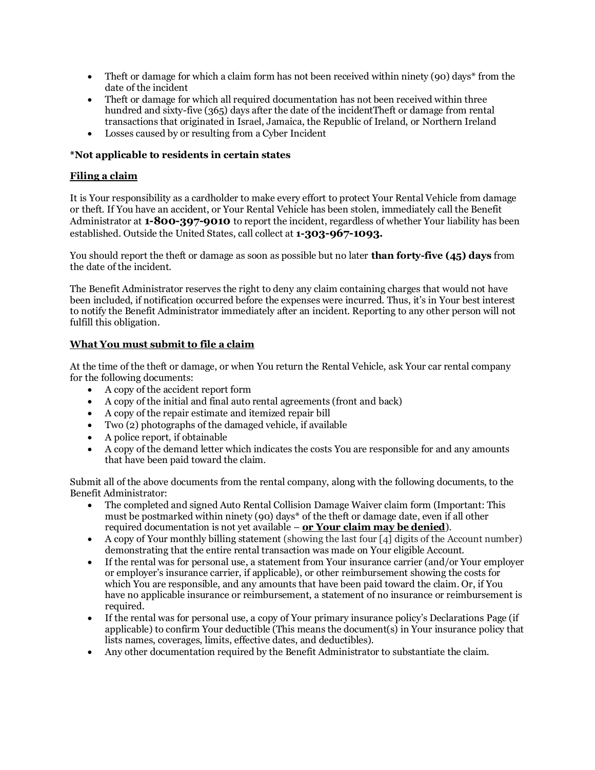- Theft or damage for which a claim form has not been received within ninety (90) days* from the date of the incident
- Theft or damage for which all required documentation has not been received within three hundred and sixty-five (365) days after the date of the incidentTheft or damage from rental transactions that originated in Israel, Jamaica, the Republic of Ireland, or Northern Ireland
- Losses caused by or resulting from a Cyber Incident

**\*Not applicable to residents in certain states**

**Filing a claim**

It is Your responsibility as a cardholder to make every effort to protect Your Rental Vehicle from damage or theft. If You have an accident, or Your Rental Vehicle has been stolen, immediately call the Benefit Administrator at **1-800-397-9010** to report the incident, regardless of whether Your liability has been established. Outside the United States, call collect at **1-303-967-1093.**

You should report the theft or damage as soon as possible but no later **than forty-five (45) days** from the date of the incident.

The Benefit Administrator reserves the right to deny any claim containing charges that would not have been included, if notification occurred before the expenses were incurred. Thus, it's in Your best interest to notify the Benefit Administrator immediately after an incident. Reporting to any other person will not fulfill this obligation.

**What You must submit to file a claim**

At the time of the theft or damage, or when You return the Rental Vehicle, ask Your car rental company for the following documents:

- A copy of the accident report form
- A copy of the initial and final auto rental agreements (front and back)
- A copy of the repair estimate and itemized repair bill
- Two (2) photographs of the damaged vehicle, if available
- A police report, if obtainable
- A copy of the demand letter which indicates the costs You are responsible for and any amounts that have been paid toward the claim.

Submit all of the above documents from the rental company, along with the following documents, to the Benefit Administrator:

- The completed and signed Auto Rental Collision Damage Waiver claim form (Important: This must be postmarked within ninety (90) days* of the theft or damage date, even if all other required documentation is not yet available – **or Your claim may be denied**).
- A copy of Your monthly billing statement (showing the last four [4] digits of the Account number) demonstrating that the entire rental transaction was made on Your eligible Account.
- If the rental was for personal use, a statement from Your insurance carrier (and/or Your employer or employer's insurance carrier, if applicable), or other reimbursement showing the costs for which You are responsible, and any amounts that have been paid toward the claim. Or, if You have no applicable insurance or reimbursement, a statement of no insurance or reimbursement is required.
- If the rental was for personal use, a copy of Your primary insurance policy's Declarations Page (if applicable) to confirm Your deductible (This means the document(s) in Your insurance policy that lists names, coverages, limits, effective dates, and deductibles).
- Any other documentation required by the Benefit Administrator to substantiate the claim.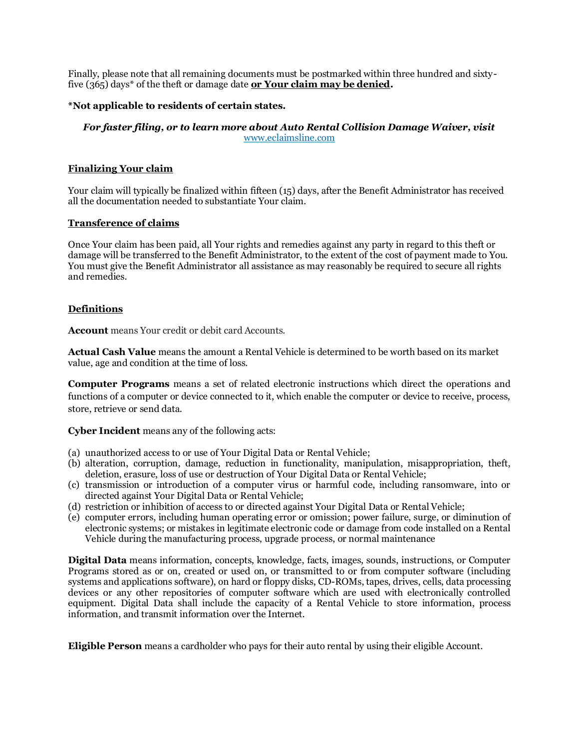Finally, please note that all remaining documents must be postmarked within three hundred and sixty-five (365) days* of the theft or damage date **<u>or Your claim may be denied</u>.**

***Not applicable to residents of certain states.**

***For faster filing, or to learn more about Auto Rental Collision Damage Waiver, visit*** [www.eclaimsline.com](www.eclaimsline.com)

**<u>Finalizing Your claim</u>**

Your claim will typically be finalized within fifteen (15) days, after the Benefit Administrator has received all the documentation needed to substantiate Your claim.

**<u>Transference of claims</u>**

Once Your claim has been paid, all Your rights and remedies against any party in regard to this theft or damage will be transferred to the Benefit Administrator, to the extent of the cost of payment made to You. You must give the Benefit Administrator all assistance as may reasonably be required to secure all rights and remedies.

**<u>Definitions</u>**

**Account** means Your credit or debit card Accounts.

**Actual Cash Value** means the amount a Rental Vehicle is determined to be worth based on its market value, age and condition at the time of loss.

**Computer Programs** means a set of related electronic instructions which direct the operations and functions of a computer or device connected to it, which enable the computer or device to receive, process, store, retrieve or send data.

**Cyber Incident** means any of the following acts:

(a) unauthorized access to or use of Your Digital Data or Rental Vehicle;
(b) alteration, corruption, damage, reduction in functionality, manipulation, misappropriation, theft, deletion, erasure, loss of use or destruction of Your Digital Data or Rental Vehicle;
(c) transmission or introduction of a computer virus or harmful code, including ransomware, into or directed against Your Digital Data or Rental Vehicle;
(d) restriction or inhibition of access to or directed against Your Digital Data or Rental Vehicle;
(e) computer errors, including human operating error or omission; power failure, surge, or diminution of electronic systems; or mistakes in legitimate electronic code or damage from code installed on a Rental Vehicle during the manufacturing process, upgrade process, or normal maintenance

**Digital Data** means information, concepts, knowledge, facts, images, sounds, instructions, or Computer Programs stored as or on, created or used on, or transmitted to or from computer software (including systems and applications software), on hard or floppy disks, CD-ROMs, tapes, drives, cells, data processing devices or any other repositories of computer software which are used with electronically controlled equipment. Digital Data shall include the capacity of a Rental Vehicle to store information, process information, and transmit information over the Internet.

**Eligible Person** means a cardholder who pays for their auto rental by using their eligible Account.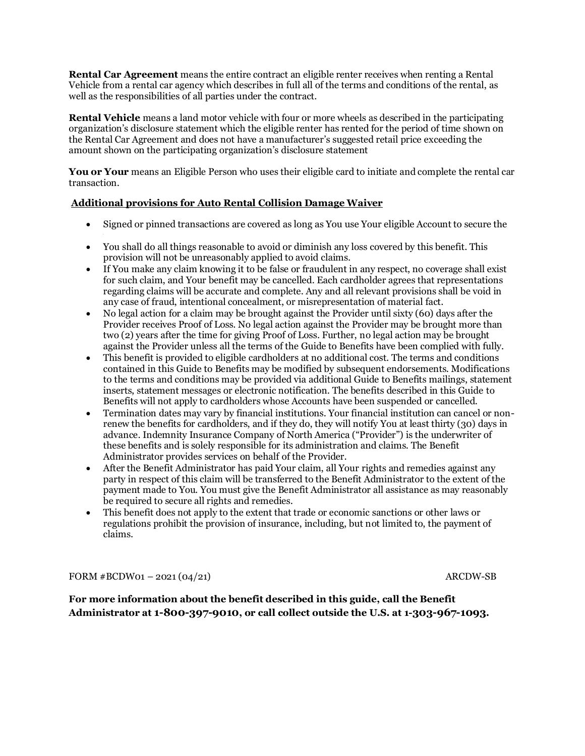**Rental Car Agreement** means the entire contract an eligible renter receives when renting a Rental Vehicle from a rental car agency which describes in full all of the terms and conditions of the rental, as well as the responsibilities of all parties under the contract.

**Rental Vehicle** means a land motor vehicle with four or more wheels as described in the participating organization's disclosure statement which the eligible renter has rented for the period of time shown on the Rental Car Agreement and does not have a manufacturer's suggested retail price exceeding the amount shown on the participating organization's disclosure statement

**You or Your** means an Eligible Person who uses their eligible card to initiate and complete the rental car transaction.

**Additional provisions for Auto Rental Collision Damage Waiver**

- Signed or pinned transactions are covered as long as You use Your eligible Account to secure the
- You shall do all things reasonable to avoid or diminish any loss covered by this benefit. This provision will not be unreasonably applied to avoid claims.
- If You make any claim knowing it to be false or fraudulent in any respect, no coverage shall exist for such claim, and Your benefit may be cancelled. Each cardholder agrees that representations regarding claims will be accurate and complete. Any and all relevant provisions shall be void in any case of fraud, intentional concealment, or misrepresentation of material fact.
- No legal action for a claim may be brought against the Provider until sixty (60) days after the Provider receives Proof of Loss. No legal action against the Provider may be brought more than two (2) years after the time for giving Proof of Loss. Further, no legal action may be brought against the Provider unless all the terms of the Guide to Benefits have been complied with fully.
- This benefit is provided to eligible cardholders at no additional cost. The terms and conditions contained in this Guide to Benefits may be modified by subsequent endorsements. Modifications to the terms and conditions may be provided via additional Guide to Benefits mailings, statement inserts, statement messages or electronic notification. The benefits described in this Guide to Benefits will not apply to cardholders whose Accounts have been suspended or cancelled.
- Termination dates may vary by financial institutions. Your financial institution can cancel or non-renew the benefits for cardholders, and if they do, they will notify You at least thirty (30) days in advance. Indemnity Insurance Company of North America ("Provider") is the underwriter of these benefits and is solely responsible for its administration and claims. The Benefit Administrator provides services on behalf of the Provider.
- After the Benefit Administrator has paid Your claim, all Your rights and remedies against any party in respect of this claim will be transferred to the Benefit Administrator to the extent of the payment made to You. You must give the Benefit Administrator all assistance as may reasonably be required to secure all rights and remedies.
- This benefit does not apply to the extent that trade or economic sanctions or other laws or regulations prohibit the provision of insurance, including, but not limited to, the payment of claims.

FORM #BCDW01 – 2021 (04/21) ARCDW-SB

**For more information about the benefit described in this guide, call the Benefit Administrator at 1-800-397-9010, or call collect outside the U.S. at 1-303-967-1093.**